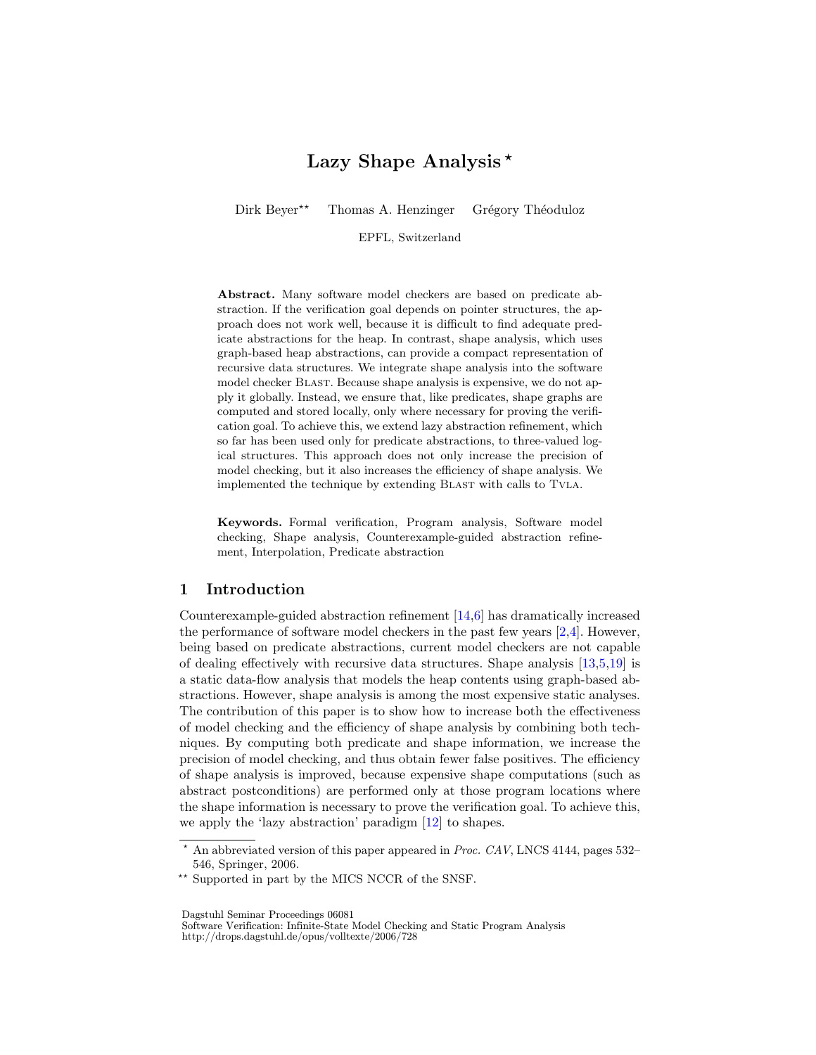# Lazy Shape Analysis *

Dirk Beyer** Thomas A. Henzinger Grégory Théoduloz

EPFL, Switzerland

**Abstract.** Many software model checkers are based on predicate abstraction. If the verification goal depends on pointer structures, the approach does not work well, because it is difficult to find adequate predicate abstractions for the heap. In contrast, shape analysis, which uses graph-based heap abstractions, can provide a compact representation of recursive data structures. We integrate shape analysis into the software model checker BLAST. Because shape analysis is expensive, we do not apply it globally. Instead, we ensure that, like predicates, shape graphs are computed and stored locally, only where necessary for proving the verification goal. To achieve this, we extend lazy abstraction refinement, which so far has been used only for predicate abstractions, to three-valued logical structures. This approach does not only increase the precision of model checking, but it also increases the efficiency of shape analysis. We implemented the technique by extending BLAST with calls to TVLA.

**Keywords.** Formal verification, Program analysis, Software model checking, Shape analysis, Counterexample-guided abstraction refinement, Interpolation, Predicate abstraction

## 1 Introduction

Counterexample-guided abstraction refinement [14,6] has dramatically increased the performance of software model checkers in the past few years [2,4]. However, being based on predicate abstractions, current model checkers are not capable of dealing effectively with recursive data structures. Shape analysis [13,5,19] is a static data-flow analysis that models the heap contents using graph-based abstractions. However, shape analysis is among the most expensive static analyses. The contribution of this paper is to show how to increase both the effectiveness of model checking and the efficiency of shape analysis by combining both techniques. By computing both predicate and shape information, we increase the precision of model checking, and thus obtain fewer false positives. The efficiency of shape analysis is improved, because expensive shape computations (such as abstract postconditions) are performed only at those program locations where the shape information is necessary to prove the verification goal. To achieve this, we apply the 'lazy abstraction' paradigm [12] to shapes.

* An abbreviated version of this paper appeared in *Proc. CAV*, LNCS 4144, pages 532–546, Springer, 2006.

** Supported in part by the MICS NCCR of the SNSF.

Dagstuhl Seminar Proceedings 06081
Software Verification: Infinite-State Model Checking and Static Program Analysis
http://drops.dagstuhl.de/opus/volltexte/2006/728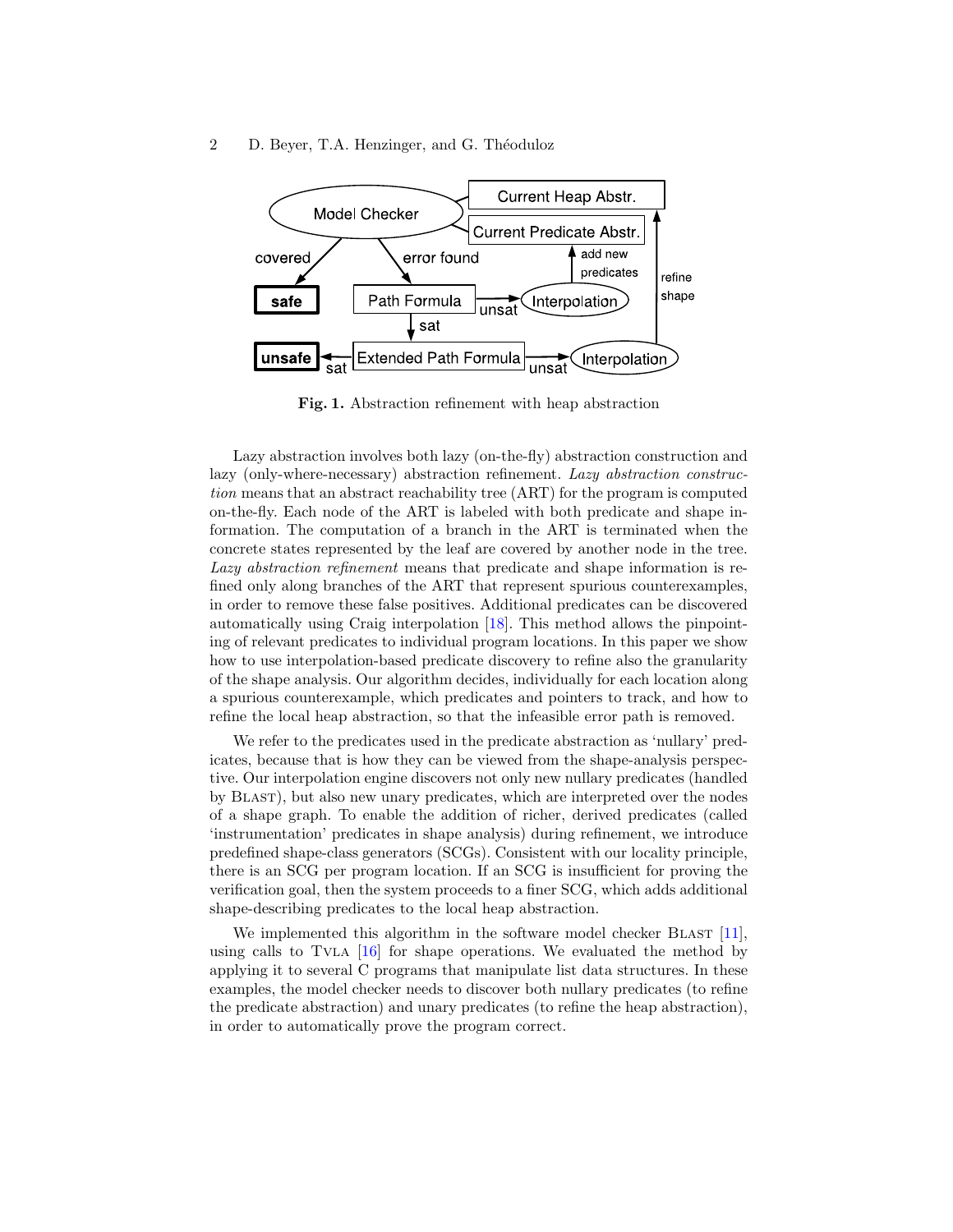Model Checker

Current Heap Abstr.

Current Predicate Abstr.

covered

error found

add new predicates

refine shape

safe

Path Formula

unsat

Interpolation

sat

unsafe

sat

Extended Path Formula

unsat

Interpolation

**Fig. 1.** Abstraction refinement with heap abstraction

Lazy abstraction involves both lazy (on-the-fly) abstraction construction and lazy (only-where-necessary) abstraction refinement. *Lazy abstraction construction* means that an abstract reachability tree (ART) for the program is computed on-the-fly. Each node of the ART is labeled with both predicate and shape information. The computation of a branch in the ART is terminated when the concrete states represented by the leaf are covered by another node in the tree. *Lazy abstraction refinement* means that predicate and shape information is refined only along branches of the ART that represent spurious counterexamples, in order to remove these false positives. Additional predicates can be discovered automatically using Craig interpolation [18]. This method allows the pinpointing of relevant predicates to individual program locations. In this paper we show how to use interpolation-based predicate discovery to refine also the granularity of the shape analysis. Our algorithm decides, individually for each location along a spurious counterexample, which predicates and pointers to track, and how to refine the local heap abstraction, so that the infeasible error path is removed.

We refer to the predicates used in the predicate abstraction as 'nullary' predicates, because that is how they can be viewed from the shape-analysis perspective. Our interpolation engine discovers not only new nullary predicates (handled by Blast), but also new unary predicates, which are interpreted over the nodes of a shape graph. To enable the addition of richer, derived predicates (called 'instrumentation' predicates in shape analysis) during refinement, we introduce predefined shape-class generators (SCGs). Consistent with our locality principle, there is an SCG per program location. If an SCG is insufficient for proving the verification goal, then the system proceeds to a finer SCG, which adds additional shape-describing predicates to the local heap abstraction.

We implemented this algorithm in the software model checker Blast [11], using calls to Tvla [16] for shape operations. We evaluated the method by applying it to several C programs that manipulate list data structures. In these examples, the model checker needs to discover both nullary predicates (to refine the predicate abstraction) and unary predicates (to refine the heap abstraction), in order to automatically prove the program correct.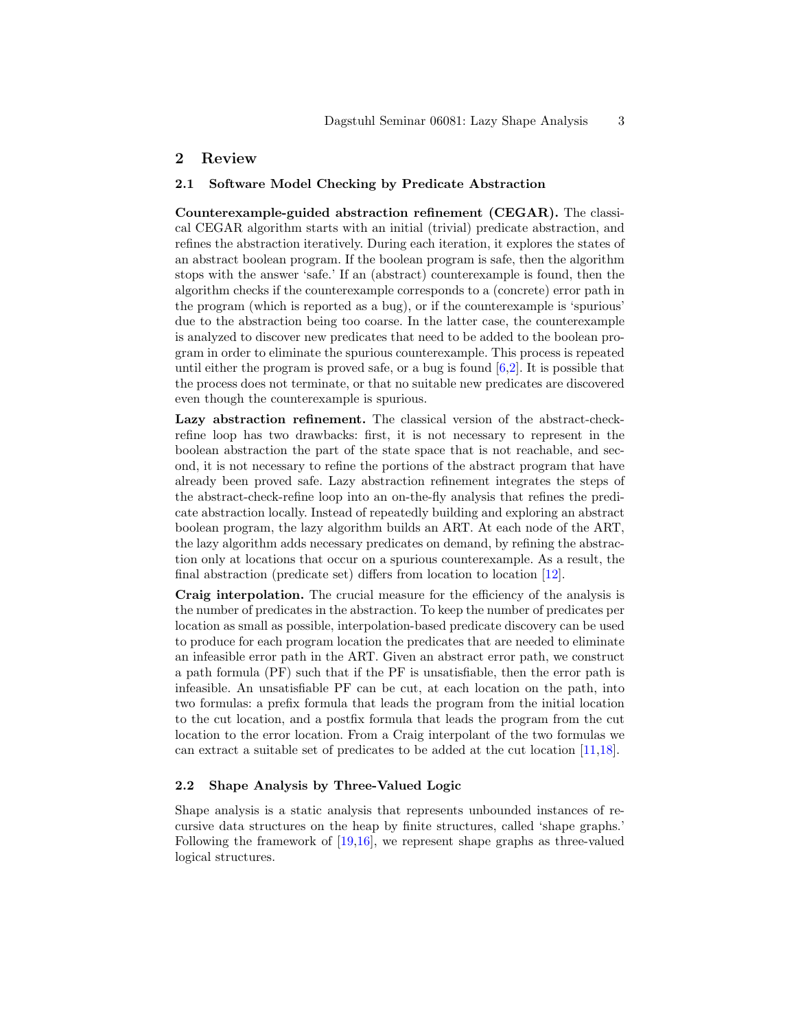## 2 Review

### 2.1 Software Model Checking by Predicate Abstraction

**Counterexample-guided abstraction refinement (CEGAR).** The classical CEGAR algorithm starts with an initial (trivial) predicate abstraction, and refines the abstraction iteratively. During each iteration, it explores the states of an abstract boolean program. If the boolean program is safe, then the algorithm stops with the answer 'safe.' If an (abstract) counterexample is found, then the algorithm checks if the counterexample corresponds to a (concrete) error path in the program (which is reported as a bug), or if the counterexample is 'spurious' due to the abstraction being too coarse. In the latter case, the counterexample is analyzed to discover new predicates that need to be added to the boolean program in order to eliminate the spurious counterexample. This process is repeated until either the program is proved safe, or a bug is found [6,2]. It is possible that the process does not terminate, or that no suitable new predicates are discovered even though the counterexample is spurious.

**Lazy abstraction refinement.** The classical version of the abstract-check-refine loop has two drawbacks: first, it is not necessary to represent in the boolean abstraction the part of the state space that is not reachable, and second, it is not necessary to refine the portions of the abstract program that have already been proved safe. Lazy abstraction refinement integrates the steps of the abstract-check-refine loop into an on-the-fly analysis that refines the predicate abstraction locally. Instead of repeatedly building and exploring an abstract boolean program, the lazy algorithm builds an ART. At each node of the ART, the lazy algorithm adds necessary predicates on demand, by refining the abstraction only at locations that occur on a spurious counterexample. As a result, the final abstraction (predicate set) differs from location to location [12].

**Craig interpolation.** The crucial measure for the efficiency of the analysis is the number of predicates in the abstraction. To keep the number of predicates per location as small as possible, interpolation-based predicate discovery can be used to produce for each program location the predicates that are needed to eliminate an infeasible error path in the ART. Given an abstract error path, we construct a path formula (PF) such that if the PF is unsatisfiable, then the error path is infeasible. An unsatisfiable PF can be cut, at each location on the path, into two formulas: a prefix formula that leads the program from the initial location to the cut location, and a postfix formula that leads the program from the cut location to the error location. From a Craig interpolant of the two formulas we can extract a suitable set of predicates to be added at the cut location [11,18].

### 2.2 Shape Analysis by Three-Valued Logic

Shape analysis is a static analysis that represents unbounded instances of recursive data structures on the heap by finite structures, called 'shape graphs.' Following the framework of [19,16], we represent shape graphs as three-valued logical structures.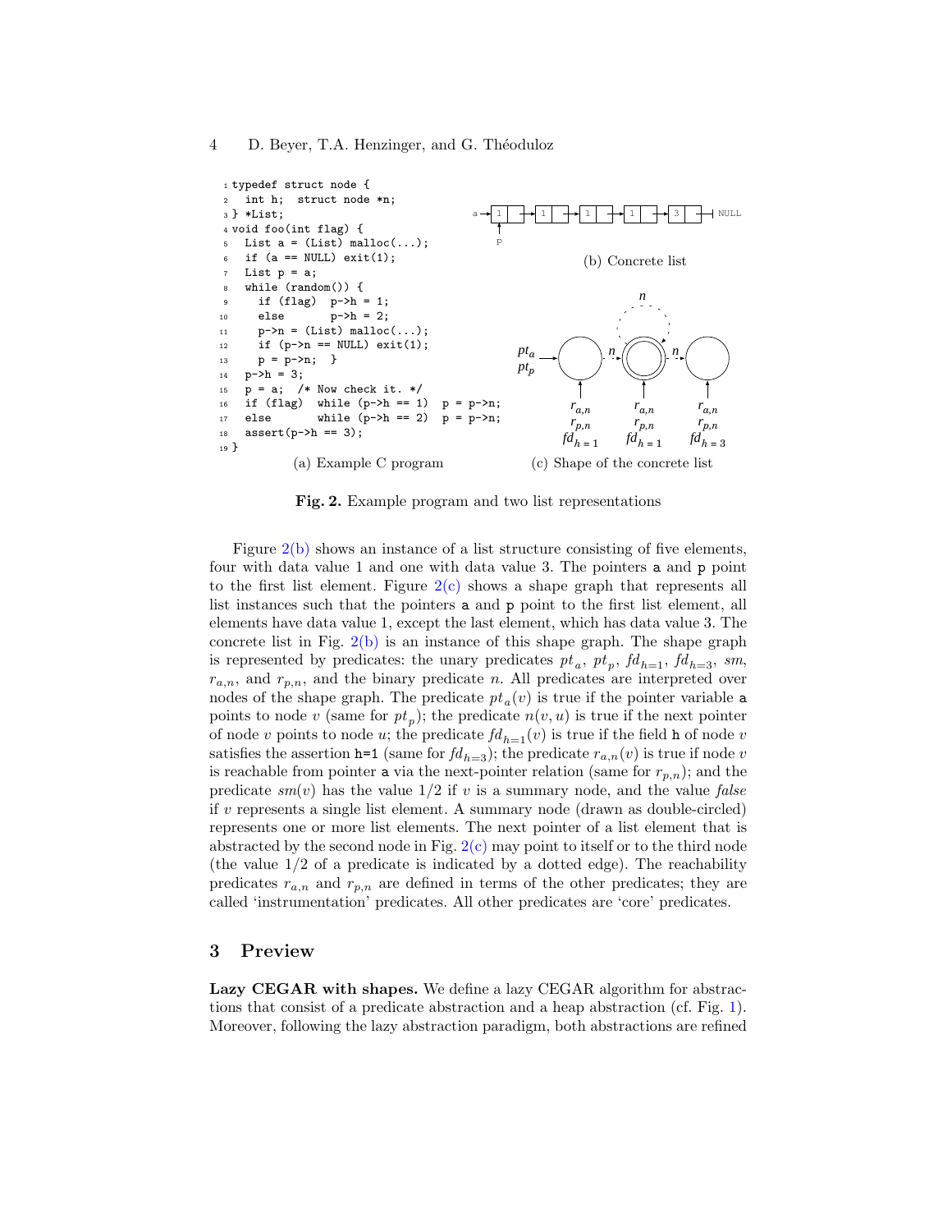```c
typedef struct node {
  int h;  struct node *n;
} *List;
void foo(int flag) {
  List a = (List) malloc(...);
  if (a == NULL) exit(1);
  List p = a;
  while (random()) {
    if (flag)  p->h = 1;
    else       p->h = 2;
    p->n = (List) malloc(...);
    if (p->n == NULL) exit(1);
    p = p->n;  }
  p->h = 3;
  p = a;  /* Now check it. */
  if (flag)  while (p->h == 1)  p = p->n;
  else       while (p->h == 2)  p = p->n;
  assert(p->h == 3);
}
```

(a) Example C program

a
1
1
1
1
3
NULL
p

(b) Concrete list

$pt_a$
$pt_p$
$n$
$n$
$n$
$r_{a,n}$ $r_{p,n}$ $fd_{h=1}$
$r_{a,n}$ $r_{p,n}$ $fd_{h=1}$
$r_{a,n}$ $r_{p,n}$ $fd_{h=3}$

(c) Shape of the concrete list

**Fig. 2.** Example program and two list representations

Figure 2(b) shows an instance of a list structure consisting of five elements, four with data value 1 and one with data value 3. The pointers `a` and `p` point to the first list element. Figure 2(c) shows a shape graph that represents all list instances such that the pointers `a` and `p` point to the first list element, all elements have data value 1, except the last element, which has data value 3. The concrete list in Fig. 2(b) is an instance of this shape graph. The shape graph is represented by predicates: the unary predicates $pt_a$, $pt_p$, $fd_{h=1}$, $fd_{h=3}$, $sm$, $r_{a,n}$, and $r_{p,n}$, and the binary predicate $n$. All predicates are interpreted over nodes of the shape graph. The predicate $pt_a(v)$ is true if the pointer variable `a` points to node $v$ (same for $pt_p$); the predicate $n(v, u)$ is true if the next pointer of node $v$ points to node $u$; the predicate $fd_{h=1}(v)$ is true if the field `h` of node $v$ satisfies the assertion `h=1` (same for $fd_{h=3}$); the predicate $r_{a,n}(v)$ is true if node $v$ is reachable from pointer `a` via the next-pointer relation (same for $r_{p,n}$); and the predicate $sm(v)$ has the value 1/2 if $v$ is a summary node, and the value *false* if $v$ represents a single list element. A summary node (drawn as double-circled) represents one or more list elements. The next pointer of a list element that is abstracted by the second node in Fig. 2(c) may point to itself or to the third node (the value 1/2 of a predicate is indicated by a dotted edge). The reachability predicates $r_{a,n}$ and $r_{p,n}$ are defined in terms of the other predicates; they are called 'instrumentation' predicates. All other predicates are 'core' predicates.

## 3 Preview

**Lazy CEGAR with shapes.** We define a lazy CEGAR algorithm for abstractions that consist of a predicate abstraction and a heap abstraction (cf. Fig. 1). Moreover, following the lazy abstraction paradigm, both abstractions are refined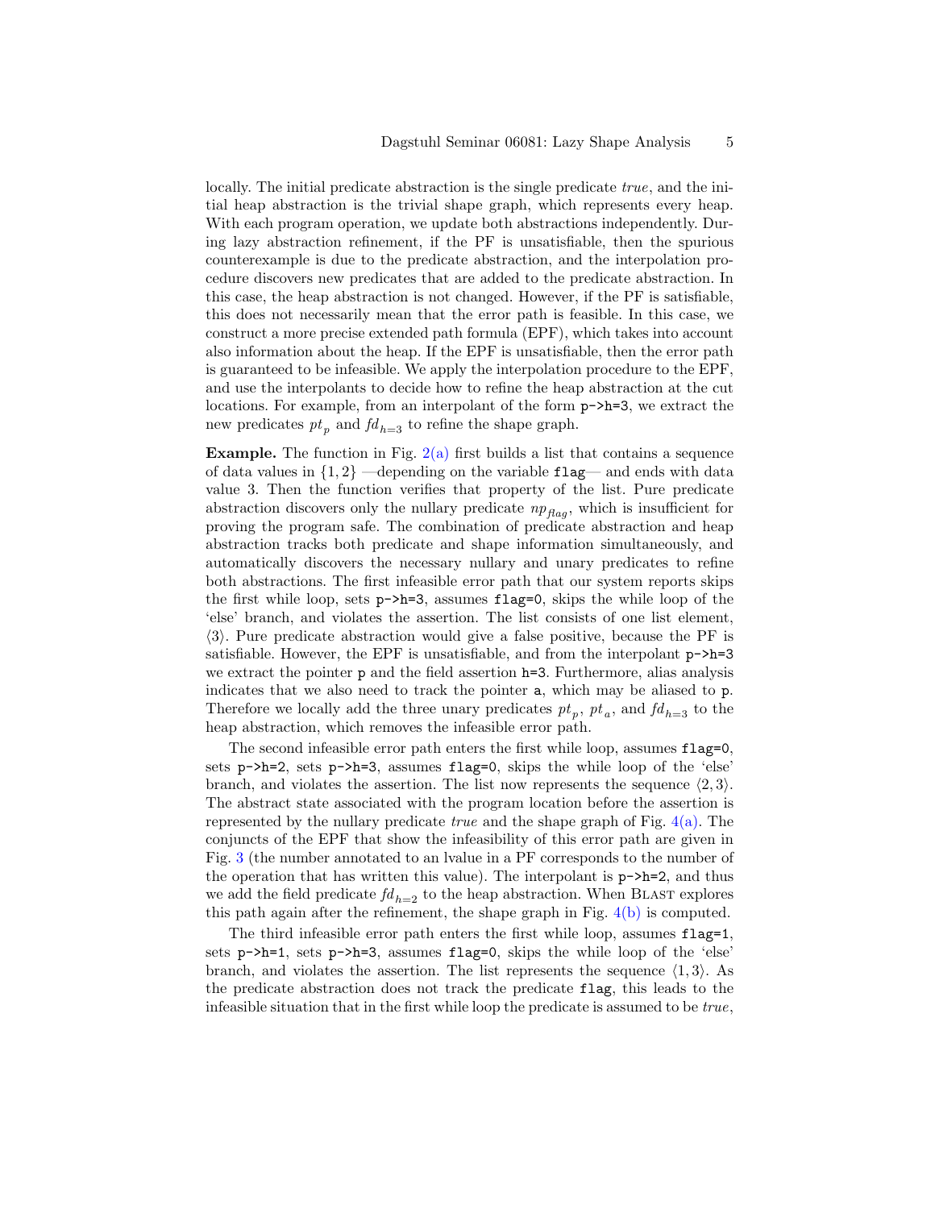locally. The initial predicate abstraction is the single predicate *true*, and the initial heap abstraction is the trivial shape graph, which represents every heap. With each program operation, we update both abstractions independently. During lazy abstraction refinement, if the PF is unsatisfiable, then the spurious counterexample is due to the predicate abstraction, and the interpolation procedure discovers new predicates that are added to the predicate abstraction. In this case, the heap abstraction is not changed. However, if the PF is satisfiable, this does not necessarily mean that the error path is feasible. In this case, we construct a more precise extended path formula (EPF), which takes into account also information about the heap. If the EPF is unsatisfiable, then the error path is guaranteed to be infeasible. We apply the interpolation procedure to the EPF, and use the interpolants to decide how to refine the heap abstraction at the cut locations. For example, from an interpolant of the form `p->h=3`, we extract the new predicates $pt_p$ and $fd_{h=3}$ to refine the shape graph.

**Example.** The function in Fig. 2(a) first builds a list that contains a sequence of data values in $\{1, 2\}$ —depending on the variable `flag`— and ends with data value 3. Then the function verifies that property of the list. Pure predicate abstraction discovers only the nullary predicate $np_{flag}$, which is insufficient for proving the program safe. The combination of predicate abstraction and heap abstraction tracks both predicate and shape information simultaneously, and automatically discovers the necessary nullary and unary predicates to refine both abstractions. The first infeasible error path that our system reports skips the first while loop, sets `p->h=3`, assumes `flag=0`, skips the while loop of the 'else' branch, and violates the assertion. The list consists of one list element, $\langle 3 \rangle$. Pure predicate abstraction would give a false positive, because the PF is satisfiable. However, the EPF is unsatisfiable, and from the interpolant `p->h=3` we extract the pointer `p` and the field assertion `h=3`. Furthermore, alias analysis indicates that we also need to track the pointer `a`, which may be aliased to `p`. Therefore we locally add the three unary predicates $pt_p$, $pt_a$, and $fd_{h=3}$ to the heap abstraction, which removes the infeasible error path.

The second infeasible error path enters the first while loop, assumes `flag=0`, sets `p->h=2`, sets `p->h=3`, assumes `flag=0`, skips the while loop of the 'else' branch, and violates the assertion. The list now represents the sequence $\langle 2, 3 \rangle$. The abstract state associated with the program location before the assertion is represented by the nullary predicate *true* and the shape graph of Fig. 4(a). The conjuncts of the EPF that show the infeasibility of this error path are given in Fig. 3 (the number annotated to an lvalue in a PF corresponds to the number of the operation that has written this value). The interpolant is `p->h=2`, and thus we add the field predicate $fd_{h=2}$ to the heap abstraction. When Blast explores this path again after the refinement, the shape graph in Fig. 4(b) is computed.

The third infeasible error path enters the first while loop, assumes `flag=1`, sets `p->h=1`, sets `p->h=3`, assumes `flag=0`, skips the while loop of the 'else' branch, and violates the assertion. The list represents the sequence $\langle 1, 3 \rangle$. As the predicate abstraction does not track the predicate `flag`, this leads to the infeasible situation that in the first while loop the predicate is assumed to be *true*,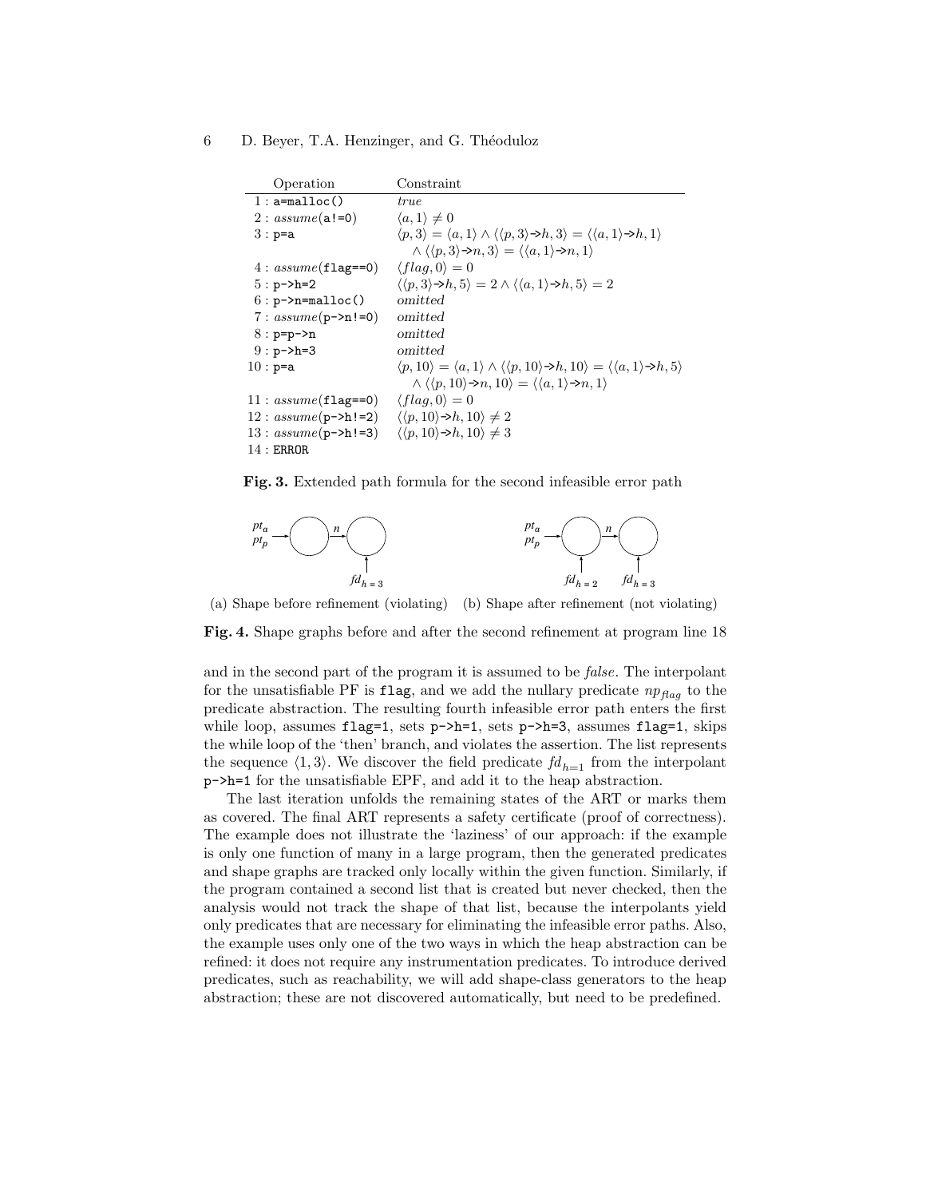| Operation | Constraint |
|---|---|
| $1:$ `a=malloc()` | *true* |
| $2:$ *assume*(`a!=0`) | $\langle a, 1\rangle \neq 0$ |
| $3:$ `p=a` | $\langle p, 3\rangle = \langle a, 1\rangle \wedge \langle\langle p, 3\rangle\text{->}h, 3\rangle = \langle\langle a, 1\rangle\text{->}h, 1\rangle$ $\wedge \langle\langle p, 3\rangle\text{->}n, 3\rangle = \langle\langle a, 1\rangle\text{->}n, 1\rangle$ |
| $4:$ *assume*(`flag==0`) | $\langle flag, 0\rangle = 0$ |
| $5:$ `p->h=2` | $\langle\langle p, 3\rangle\text{->}h, 5\rangle = 2 \wedge \langle\langle a, 1\rangle\text{->}h, 5\rangle = 2$ |
| $6:$ `p->n=malloc()` | *omitted* |
| $7:$ *assume*(`p->n!=0`) | *omitted* |
| $8:$ `p=p->n` | *omitted* |
| $9:$ `p->h=3` | *omitted* |
| $10:$ `p=a` | $\langle p, 10\rangle = \langle a, 1\rangle \wedge \langle\langle p, 10\rangle\text{->}h, 10\rangle = \langle\langle a, 1\rangle\text{->}h, 5\rangle$ $\wedge \langle\langle p, 10\rangle\text{->}n, 10\rangle = \langle\langle a, 1\rangle\text{->}n, 1\rangle$ |
| $11:$ *assume*(`flag==0`) | $\langle flag, 0\rangle = 0$ |
| $12:$ *assume*(`p->h!=2`) | $\langle\langle p, 10\rangle\text{->}h, 10\rangle \neq 2$ |
| $13:$ *assume*(`p->h!=3`) | $\langle\langle p, 10\rangle\text{->}h, 10\rangle \neq 3$ |
| $14:$ `ERROR` | |

**Fig. 3.** Extended path formula for the second infeasible error path

$pt_a$
$pt_p$
$n$
$fd_{h=3}$

(a) Shape before refinement (violating)

$pt_a$
$pt_p$
$n$
$fd_{h=2}$
$fd_{h=3}$

(b) Shape after refinement (not violating)

**Fig. 4.** Shape graphs before and after the second refinement at program line 18

and in the second part of the program it is assumed to be *false*. The interpolant for the unsatisfiable PF is `flag`, and we add the nullary predicate $np_{flag}$ to the predicate abstraction. The resulting fourth infeasible error path enters the first while loop, assumes `flag=1`, sets `p->h=1`, sets `p->h=3`, assumes `flag=1`, skips the while loop of the 'then' branch, and violates the assertion. The list represents the sequence $\langle 1, 3\rangle$. We discover the field predicate $fd_{h=1}$ from the interpolant `p->h=1` for the unsatisfiable EPF, and add it to the heap abstraction.

The last iteration unfolds the remaining states of the ART or marks them as covered. The final ART represents a safety certificate (proof of correctness). The example does not illustrate the 'laziness' of our approach: if the example is only one function of many in a large program, then the generated predicates and shape graphs are tracked only locally within the given function. Similarly, if the program contained a second list that is created but never checked, then the analysis would not track the shape of that list, because the interpolants yield only predicates that are necessary for eliminating the infeasible error paths. Also, the example uses only one of the two ways in which the heap abstraction can be refined: it does not require any instrumentation predicates. To introduce derived predicates, such as reachability, we will add shape-class generators to the heap abstraction; these are not discovered automatically, but need to be predefined.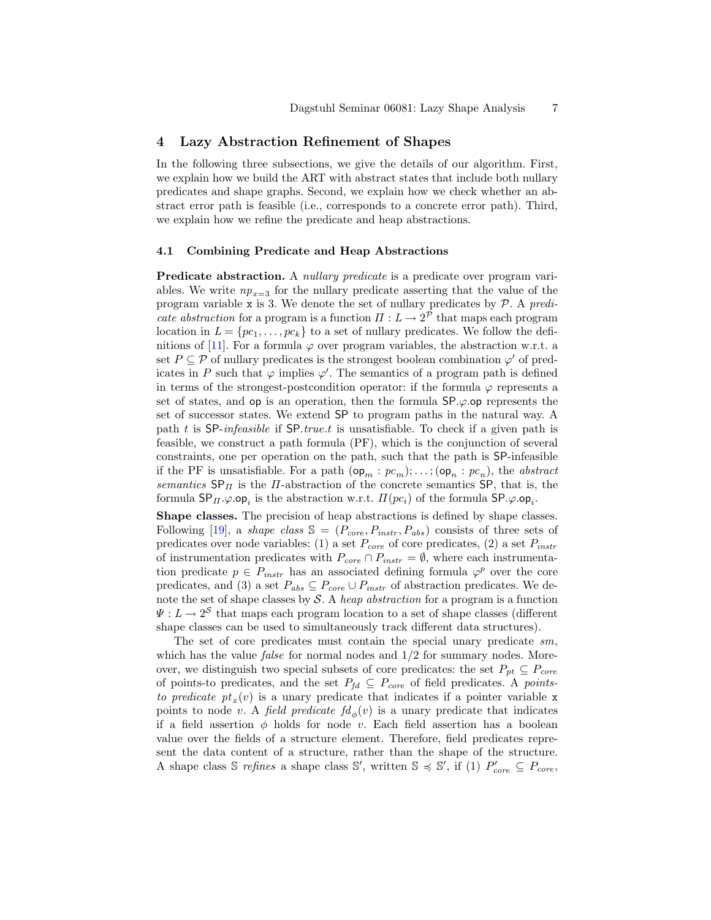## 4 Lazy Abstraction Refinement of Shapes

In the following three subsections, we give the details of our algorithm. First, we explain how we build the ART with abstract states that include both nullary predicates and shape graphs. Second, we explain how we check whether an abstract error path is feasible (i.e., corresponds to a concrete error path). Third, we explain how we refine the predicate and heap abstractions.

### 4.1 Combining Predicate and Heap Abstractions

**Predicate abstraction.** A *nullary predicate* is a predicate over program variables. We write $np_{x=3}$ for the nullary predicate asserting that the value of the program variable x is 3. We denote the set of nullary predicates by $\mathcal{P}$. A *predicate abstraction* for a program is a function $\Pi : L \to 2^{\mathcal{P}}$ that maps each program location in $L = \{pc_1, \ldots, pc_k\}$ to a set of nullary predicates. We follow the definitions of [11]. For a formula $\varphi$ over program variables, the abstraction w.r.t. a set $P \subseteq \mathcal{P}$ of nullary predicates is the strongest boolean combination $\varphi'$ of predicates in $P$ such that $\varphi$ implies $\varphi'$. The semantics of a program path is defined in terms of the strongest-postcondition operator: if the formula $\varphi$ represents a set of states, and op is an operation, then the formula $\mathsf{SP}.\varphi.\mathsf{op}$ represents the set of successor states. We extend SP to program paths in the natural way. A path $t$ is SP-*infeasible* if $\mathsf{SP}.\mathit{true}.t$ is unsatisfiable. To check if a given path is feasible, we construct a path formula (PF), which is the conjunction of several constraints, one per operation on the path, such that the path is SP-infeasible if the PF is unsatisfiable. For a path $(\mathsf{op}_m : pc_m); \ldots; (\mathsf{op}_n : pc_n)$, the *abstract semantics* $\mathsf{SP}_\Pi$ is the $\Pi$-abstraction of the concrete semantics SP, that is, the formula $\mathsf{SP}_\Pi.\varphi.\mathsf{op}_i$ is the abstraction w.r.t. $\Pi(pc_i)$ of the formula $\mathsf{SP}.\varphi.\mathsf{op}_i$.

**Shape classes.** The precision of heap abstractions is defined by shape classes. Following [19], a *shape class* $\mathbb{S} = (P_{core}, P_{instr}, P_{abs})$ consists of three sets of predicates over node variables: (1) a set $P_{core}$ of core predicates, (2) a set $P_{instr}$ of instrumentation predicates with $P_{core} \cap P_{instr} = \emptyset$, where each instrumentation predicate $p \in P_{instr}$ has an associated defining formula $\varphi^p$ over the core predicates, and (3) a set $P_{abs} \subseteq P_{core} \cup P_{instr}$ of abstraction predicates. We denote the set of shape classes by $\mathcal{S}$. A *heap abstraction* for a program is a function $\Psi : L \to 2^{\mathcal{S}}$ that maps each program location to a set of shape classes (different shape classes can be used to simultaneously track different data structures).

The set of core predicates must contain the special unary predicate $sm$, which has the value *false* for normal nodes and $1/2$ for summary nodes. Moreover, we distinguish two special subsets of core predicates: the set $P_{pt} \subseteq P_{core}$ of points-to predicates, and the set $P_{fd} \subseteq P_{core}$ of field predicates. A *points-to predicate* $pt_x(v)$ is a unary predicate that indicates if a pointer variable x points to node $v$. A *field predicate* $fd_\phi(v)$ is a unary predicate that indicates if a field assertion $\phi$ holds for node $v$. Each field assertion has a boolean value over the fields of a structure element. Therefore, field predicates represent the data content of a structure, rather than the shape of the structure. A shape class $\mathbb{S}$ *refines* a shape class $\mathbb{S}'$, written $\mathbb{S} \preccurlyeq \mathbb{S}'$, if (1) $P'_{core} \subseteq P_{core}$,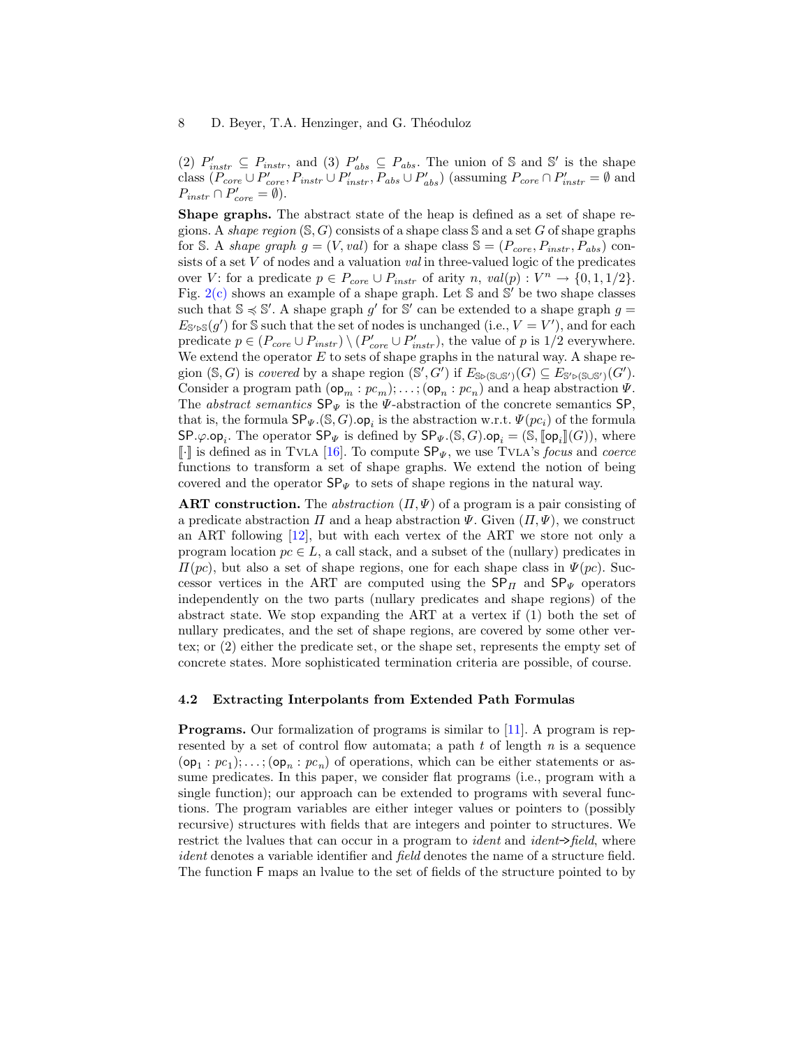(2) $P'_{instr} \subseteq P_{instr}$, and (3) $P'_{abs} \subseteq P_{abs}$. The union of $\mathbb{S}$ and $\mathbb{S}'$ is the shape class $(P_{core} \cup P'_{core}, P_{instr} \cup P'_{instr}, P_{abs} \cup P'_{abs})$ (assuming $P_{core} \cap P'_{instr} = \emptyset$ and $P_{instr} \cap P'_{core} = \emptyset$).

**Shape graphs.** The abstract state of the heap is defined as a set of shape regions. A *shape region* $(\mathbb{S}, G)$ consists of a shape class $\mathbb{S}$ and a set $G$ of shape graphs for $\mathbb{S}$. A *shape graph* $g = (V, val)$ for a shape class $\mathbb{S} = (P_{core}, P_{instr}, P_{abs})$ consists of a set $V$ of nodes and a valuation $val$ in three-valued logic of the predicates over $V$: for a predicate $p \in P_{core} \cup P_{instr}$ of arity $n$, $val(p) : V^n \to \{0, 1, 1/2\}$. Fig. 2(c) shows an example of a shape graph. Let $\mathbb{S}$ and $\mathbb{S}'$ be two shape classes such that $\mathbb{S} \preccurlyeq \mathbb{S}'$. A shape graph $g'$ for $\mathbb{S}'$ can be extended to a shape graph $g = E_{\mathbb{S}' \triangleright \mathbb{S}}(g')$ for $\mathbb{S}$ such that the set of nodes is unchanged (i.e., $V = V'$), and for each predicate $p \in (P_{core} \cup P_{instr}) \setminus (P'_{core} \cup P'_{instr})$, the value of $p$ is $1/2$ everywhere. We extend the operator $E$ to sets of shape graphs in the natural way. A shape region $(\mathbb{S}, G)$ is *covered* by a shape region $(\mathbb{S}', G')$ if $E_{\mathbb{S} \triangleright (\mathbb{S} \cup \mathbb{S}')}(G) \subseteq E_{\mathbb{S}' \triangleright (\mathbb{S} \cup \mathbb{S}')}(G')$. Consider a program path $(\mathsf{op}_m : pc_m); \ldots; (\mathsf{op}_n : pc_n)$ and a heap abstraction $\Psi$. The *abstract semantics* $\mathsf{SP}_\Psi$ is the $\Psi$-abstraction of the concrete semantics $\mathsf{SP}$, that is, the formula $\mathsf{SP}_\Psi.(\mathbb{S}, G).\mathsf{op}_i$ is the abstraction w.r.t. $\Psi(pc_i)$ of the formula $\mathsf{SP}.\varphi.\mathsf{op}_i$. The operator $\mathsf{SP}_\Psi$ is defined by $\mathsf{SP}_\Psi.(\mathbb{S}, G).\mathsf{op}_i = (\mathbb{S}, [\![\mathsf{op}_i]\!](G))$, where $[\![\cdot]\!]$ is defined as in TVLA [16]. To compute $\mathsf{SP}_\Psi$, we use TVLA's *focus* and *coerce* functions to transform a set of shape graphs. We extend the notion of being covered and the operator $\mathsf{SP}_\Psi$ to sets of shape regions in the natural way.

**ART construction.** The *abstraction* $(\Pi, \Psi)$ of a program is a pair consisting of a predicate abstraction $\Pi$ and a heap abstraction $\Psi$. Given $(\Pi, \Psi)$, we construct an ART following [12], but with each vertex of the ART we store not only a program location $pc \in L$, a call stack, and a subset of the (nullary) predicates in $\Pi(pc)$, but also a set of shape regions, one for each shape class in $\Psi(pc)$. Successor vertices in the ART are computed using the $\mathsf{SP}_\Pi$ and $\mathsf{SP}_\Psi$ operators independently on the two parts (nullary predicates and shape regions) of the abstract state. We stop expanding the ART at a vertex if (1) both the set of nullary predicates, and the set of shape regions, are covered by some other vertex; or (2) either the predicate set, or the shape set, represents the empty set of concrete states. More sophisticated termination criteria are possible, of course.

### 4.2 Extracting Interpolants from Extended Path Formulas

**Programs.** Our formalization of programs is similar to [11]. A program is represented by a set of control flow automata; a path $t$ of length $n$ is a sequence $(\mathsf{op}_1 : pc_1); \ldots; (\mathsf{op}_n : pc_n)$ of operations, which can be either statements or assume predicates. In this paper, we consider flat programs (i.e., program with a single function); our approach can be extended to programs with several functions. The program variables are either integer values or pointers to (possibly recursive) structures with fields that are integers and pointer to structures. We restrict the lvalues that can occur in a program to *ident* and *ident*->*field*, where *ident* denotes a variable identifier and *field* denotes the name of a structure field. The function $\mathsf{F}$ maps an lvalue to the set of fields of the structure pointed to by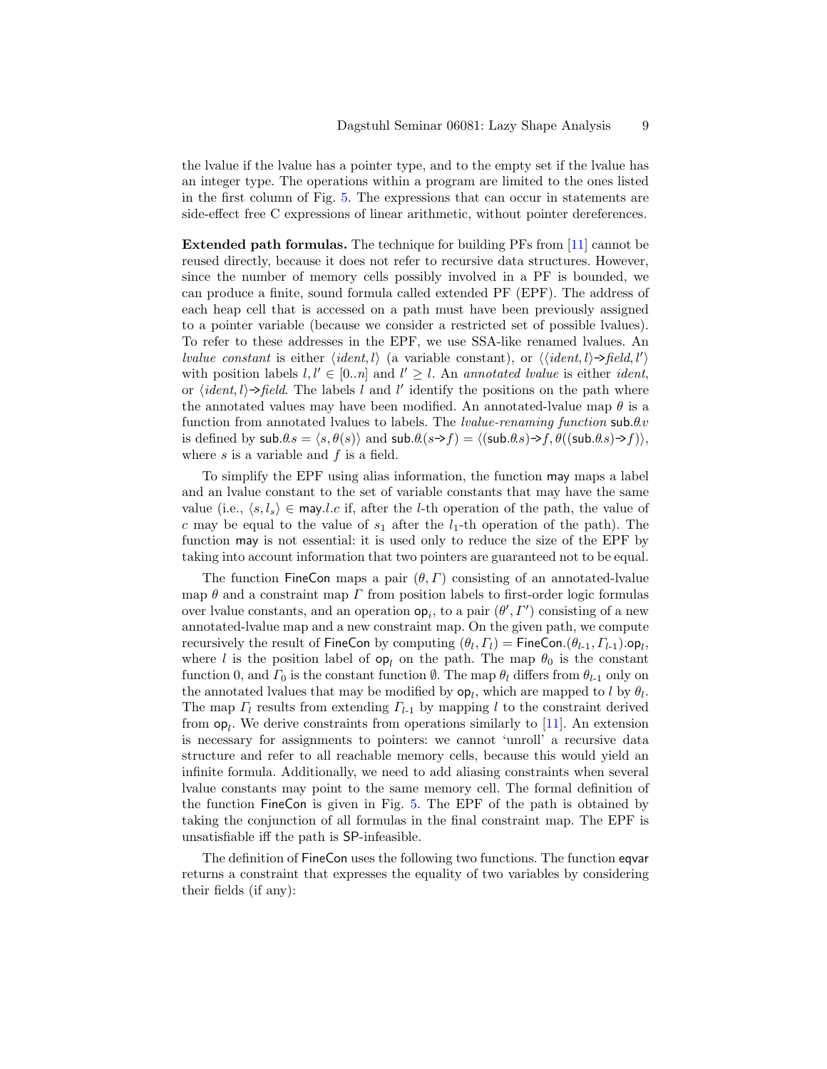the lvalue if the lvalue has a pointer type, and to the empty set if the lvalue has an integer type. The operations within a program are limited to the ones listed in the first column of Fig. 5. The expressions that can occur in statements are side-effect free C expressions of linear arithmetic, without pointer dereferences.

**Extended path formulas.** The technique for building PFs from [11] cannot be reused directly, because it does not refer to recursive data structures. However, since the number of memory cells possibly involved in a PF is bounded, we can produce a finite, sound formula called extended PF (EPF). The address of each heap cell that is accessed on a path must have been previously assigned to a pointer variable (because we consider a restricted set of possible lvalues). To refer to these addresses in the EPF, we use SSA-like renamed lvalues. An *lvalue constant* is either $\langle ident, l \rangle$ (a variable constant), or $\langle \langle ident, l \rangle\text{->}field, l' \rangle$ with position labels $l, l' \in [0..n]$ and $l' \geq l$. An *annotated lvalue* is either *ident*, or $\langle ident, l \rangle\text{->}field$. The labels $l$ and $l'$ identify the positions on the path where the annotated values may have been modified. An annotated-lvalue map $\theta$ is a function from annotated lvalues to labels. The *lvalue-renaming function* $\mathsf{sub}.\theta.v$ is defined by $\mathsf{sub}.\theta.s = \langle s, \theta(s) \rangle$ and $\mathsf{sub}.\theta.(s\text{->}f) = \langle (\mathsf{sub}.\theta.s)\text{->}f, \theta((\mathsf{sub}.\theta.s)\text{->}f) \rangle$, where $s$ is a variable and $f$ is a field.

To simplify the EPF using alias information, the function $\mathsf{may}$ maps a label and an lvalue constant to the set of variable constants that may have the same value (i.e., $\langle s, l_s \rangle \in \mathsf{may}.l.c$ if, after the $l$-th operation of the path, the value of $c$ may be equal to the value of $s_1$ after the $l_1$-th operation of the path). The function $\mathsf{may}$ is not essential: it is used only to reduce the size of the EPF by taking into account information that two pointers are guaranteed not to be equal.

The function $\mathsf{FineCon}$ maps a pair $(\theta, \Gamma)$ consisting of an annotated-lvalue map $\theta$ and a constraint map $\Gamma$ from position labels to first-order logic formulas over lvalue constants, and an operation $\mathsf{op}_i$, to a pair $(\theta', \Gamma')$ consisting of a new annotated-lvalue map and a new constraint map. On the given path, we compute recursively the result of $\mathsf{FineCon}$ by computing $(\theta_l, \Gamma_l) = \mathsf{FineCon}.(\theta_{l\text{-}1}, \Gamma_{l\text{-}1}).\mathsf{op}_l$, where $l$ is the position label of $\mathsf{op}_l$ on the path. The map $\theta_0$ is the constant function 0, and $\Gamma_0$ is the constant function $\emptyset$. The map $\theta_l$ differs from $\theta_{l\text{-}1}$ only on the annotated lvalues that may be modified by $\mathsf{op}_l$, which are mapped to $l$ by $\theta_l$. The map $\Gamma_l$ results from extending $\Gamma_{l\text{-}1}$ by mapping $l$ to the constraint derived from $\mathsf{op}_l$. We derive constraints from operations similarly to [11]. An extension is necessary for assignments to pointers: we cannot 'unroll' a recursive data structure and refer to all reachable memory cells, because this would yield an infinite formula. Additionally, we need to add aliasing constraints when several lvalue constants may point to the same memory cell. The formal definition of the function $\mathsf{FineCon}$ is given in Fig. 5. The EPF of the path is obtained by taking the conjunction of all formulas in the final constraint map. The EPF is unsatisfiable iff the path is $\mathsf{SP}$-infeasible.

The definition of $\mathsf{FineCon}$ uses the following two functions. The function $\mathsf{eqvar}$ returns a constraint that expresses the equality of two variables by considering their fields (if any):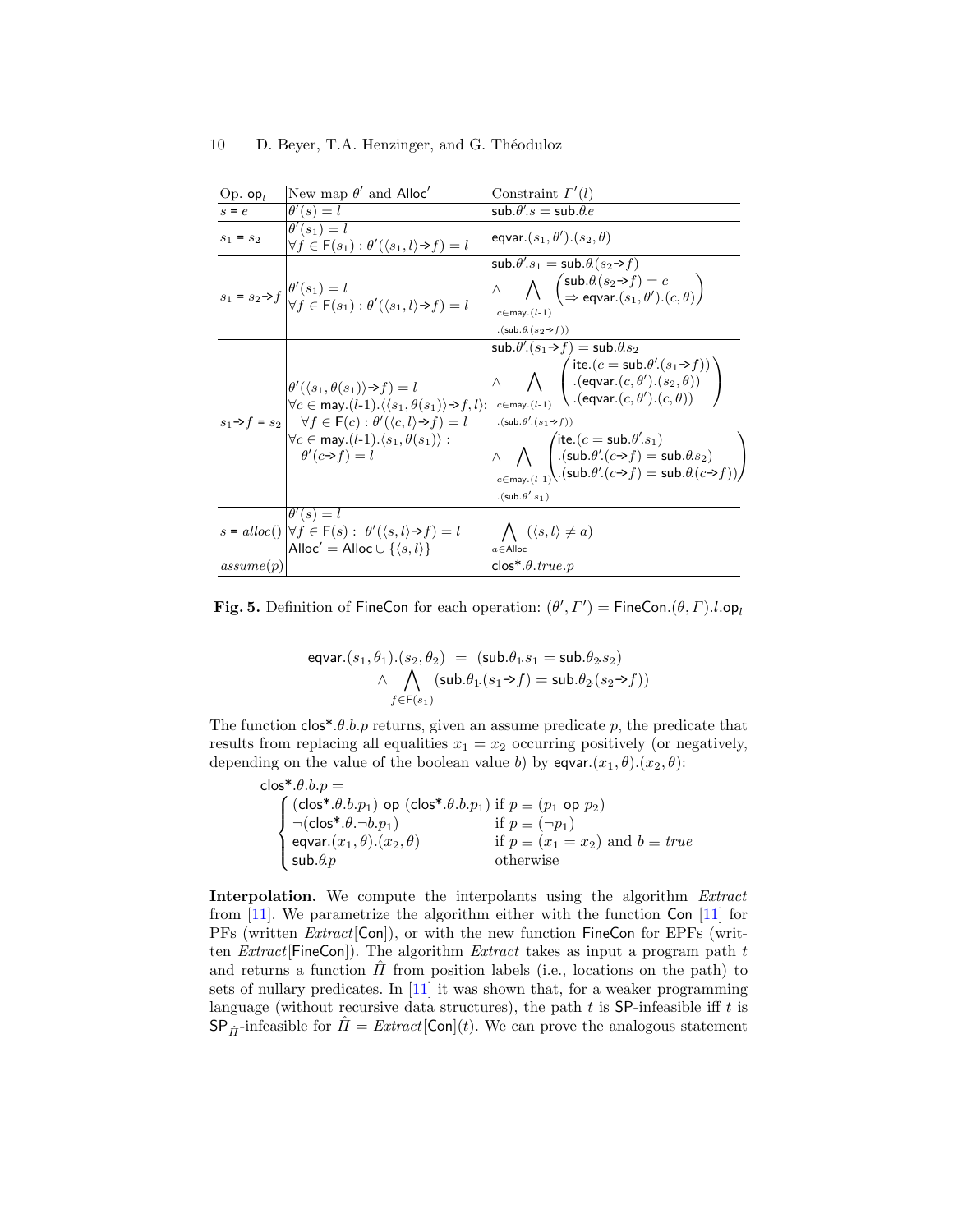| Op. $\mathsf{op}_l$ | New map $\theta'$ and $\mathsf{Alloc}'$ | Constraint $\Gamma'(l)$ |
|---|---|---|
| $s = e$ | $\theta'(s) = l$ | $\mathsf{sub}.\theta'.s = \mathsf{sub}.\theta.e$ |
| $s_1 = s_2$ | $\theta'(s_1) = l$ <br> $\forall f \in \mathsf{F}(s_1) : \theta'(\langle s_1, l\rangle \to f) = l$ | $\mathsf{eqvar}.(s_1, \theta').(s_2, \theta)$ |
| $s_1 = s_2 \to f$ | $\theta'(s_1) = l$ <br> $\forall f \in \mathsf{F}(s_1) : \theta'(\langle s_1, l\rangle \to f) = l$ | $\mathsf{sub}.\theta'.s_1 = \mathsf{sub}.\theta.(s_2 \to f)$ <br> $\wedge \bigwedge_{c \in \mathsf{may}.(l\text{-}1).(\mathsf{sub}.\theta.(s_2\to f))} \begin{pmatrix} \mathsf{sub}.\theta.(s_2 \to f) = c \\ \Rightarrow \mathsf{eqvar}.(s_1, \theta').(c, \theta) \end{pmatrix}$ |
| $s_1 \to f = s_2$ | $\theta'(\langle s_1, \theta(s_1)\rangle \to f) = l$ <br> $\forall c \in \mathsf{may}.(l\text{-}1).\langle\langle s_1, \theta(s_1)\rangle \to f, l\rangle$: <br> $\forall f \in \mathsf{F}(c) : \theta'(\langle c, l\rangle \to f) = l$ <br> $\forall c \in \mathsf{may}.(l\text{-}1).\langle s_1, \theta(s_1)\rangle$ : <br> $\theta'(c \to f) = l$ | $\mathsf{sub}.\theta'.(s_1 \to f) = \mathsf{sub}.\theta.s_2$ <br> $\wedge \bigwedge_{c \in \mathsf{may}.(l\text{-}1).(\mathsf{sub}.\theta'.(s_1\to f))} \begin{pmatrix} \mathsf{ite}.(c = \mathsf{sub}.\theta'.(s_1 \to f)) \\ .(\mathsf{eqvar}.(c, \theta').(s_2, \theta)) \\ .(\mathsf{eqvar}.(c, \theta').(c, \theta)) \end{pmatrix}$ <br> $\wedge \bigwedge_{c \in \mathsf{may}.(l\text{-}1).(\mathsf{sub}.\theta'.s_1)} \begin{pmatrix} \mathsf{ite}.(c = \mathsf{sub}.\theta'.s_1) \\ .(\mathsf{sub}.\theta'.(c \to f) = \mathsf{sub}.\theta.s_2) \\ .(\mathsf{sub}.\theta'.(c \to f) = \mathsf{sub}.\theta.(c \to f)) \end{pmatrix}$ |
| $s = alloc()$ | $\theta'(s) = l$ <br> $\forall f \in \mathsf{F}(s) : \theta'(\langle s, l\rangle \to f) = l$ <br> $\mathsf{Alloc}' = \mathsf{Alloc} \cup \{\langle s, l\rangle\}$ | $\bigwedge_{a \in \mathsf{Alloc}} (\langle s, l\rangle \neq a)$ |
| $assume(p)$ | | $\mathsf{clos}^*.\theta.true.p$ |

**Fig. 5.** Definition of $\mathsf{FineCon}$ for each operation: $(\theta', \Gamma') = \mathsf{FineCon}.(\theta, \Gamma).l.\mathsf{op}_l$

$$\mathsf{eqvar}.(s_1, \theta_1).(s_2, \theta_2) \;=\; (\mathsf{sub}.\theta_1.s_1 = \mathsf{sub}.\theta_2.s_2) \wedge \bigwedge_{f \in \mathsf{F}(s_1)} (\mathsf{sub}.\theta_1.(s_1 \to f) = \mathsf{sub}.\theta_2.(s_2 \to f))$$

The function $\mathsf{clos}^*.\theta.b.p$ returns, given an assume predicate $p$, the predicate that results from replacing all equalities $x_1 = x_2$ occurring positively (or negatively, depending on the value of the boolean value $b$) by $\mathsf{eqvar}.(x_1, \theta).(x_2, \theta)$:

$$\mathsf{clos}^*.\theta.b.p = \begin{cases} (\mathsf{clos}^*.\theta.b.p_1) \;\mathsf{op}\; (\mathsf{clos}^*.\theta.b.p_1) & \text{if } p \equiv (p_1 \;\mathsf{op}\; p_2) \\ \neg(\mathsf{clos}^*.\theta.\neg b.p_1) & \text{if } p \equiv (\neg p_1) \\ \mathsf{eqvar}.(x_1, \theta).(x_2, \theta) & \text{if } p \equiv (x_1 = x_2) \text{ and } b \equiv true \\ \mathsf{sub}.\theta.p & \text{otherwise} \end{cases}$$

**Interpolation.** We compute the interpolants using the algorithm *Extract* from [11]. We parametrize the algorithm either with the function $\mathsf{Con}$ [11] for PFs (written *Extract*[$\mathsf{Con}$]), or with the new function $\mathsf{FineCon}$ for EPFs (written *Extract*[$\mathsf{FineCon}$]). The algorithm *Extract* takes as input a program path $t$ and returns a function $\hat{\Pi}$ from position labels (i.e., locations on the path) to sets of nullary predicates. In [11] it was shown that, for a weaker programming language (without recursive data structures), the path $t$ is $\mathsf{SP}$-infeasible iff $t$ is $\mathsf{SP}_{\hat{\Pi}}$-infeasible for $\hat{\Pi} = \textit{Extract}[\mathsf{Con}](t)$. We can prove the analogous statement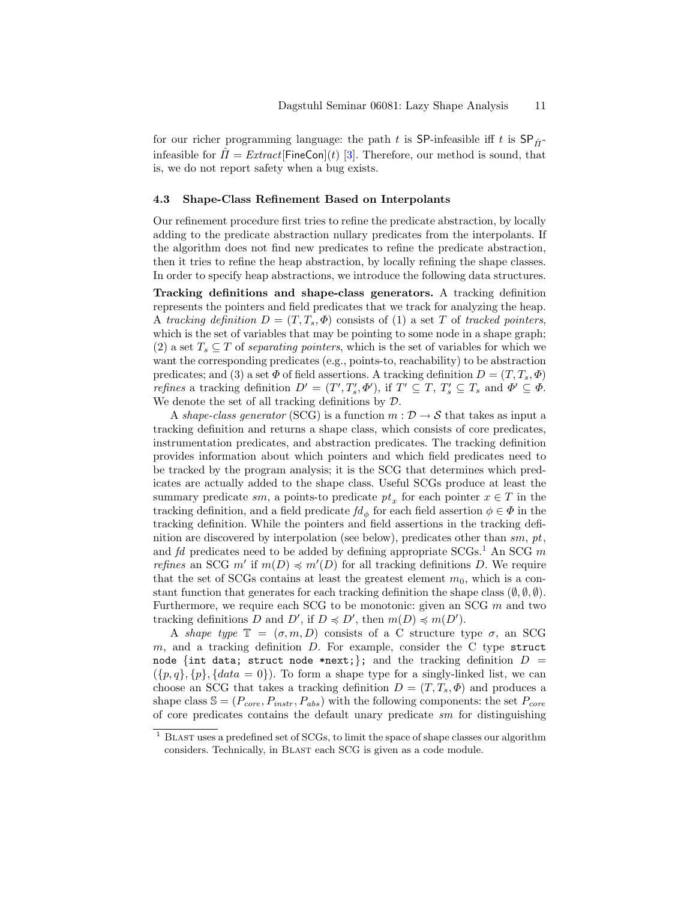for our richer programming language: the path $t$ is $\mathsf{SP}$-infeasible iff $t$ is $\mathsf{SP}_{\hat{\Pi}}$-infeasible for $\hat{\Pi} = \mathit{Extract}[\mathsf{FineCon}](t)$ [3]. Therefore, our method is sound, that is, we do not report safety when a bug exists.

### 4.3 Shape-Class Refinement Based on Interpolants

Our refinement procedure first tries to refine the predicate abstraction, by locally adding to the predicate abstraction nullary predicates from the interpolants. If the algorithm does not find new predicates to refine the predicate abstraction, then it tries to refine the heap abstraction, by locally refining the shape classes. In order to specify heap abstractions, we introduce the following data structures.

**Tracking definitions and shape-class generators.** A tracking definition represents the pointers and field predicates that we track for analyzing the heap. A *tracking definition* $D = (T, T_s, \Phi)$ consists of (1) a set $T$ of *tracked pointers*, which is the set of variables that may be pointing to some node in a shape graph; (2) a set $T_s \subseteq T$ of *separating pointers*, which is the set of variables for which we want the corresponding predicates (e.g., points-to, reachability) to be abstraction predicates; and (3) a set $\Phi$ of field assertions. A tracking definition $D = (T, T_s, \Phi)$ *refines* a tracking definition $D' = (T', T'_s, \Phi')$, if $T' \subseteq T$, $T'_s \subseteq T_s$ and $\Phi' \subseteq \Phi$. We denote the set of all tracking definitions by $\mathcal{D}$.

A *shape-class generator* (SCG) is a function $m : \mathcal{D} \to \mathcal{S}$ that takes as input a tracking definition and returns a shape class, which consists of core predicates, instrumentation predicates, and abstraction predicates. The tracking definition provides information about which pointers and which field predicates need to be tracked by the program analysis; it is the SCG that determines which predicates are actually added to the shape class. Useful SCGs produce at least the summary predicate $sm$, a points-to predicate $pt_x$ for each pointer $x \in T$ in the tracking definition, and a field predicate $fd_\phi$ for each field assertion $\phi \in \Phi$ in the tracking definition. While the pointers and field assertions in the tracking definition are discovered by interpolation (see below), predicates other than $sm$, $pt$, and $fd$ predicates need to be added by defining appropriate SCGs.[1] An SCG $m$ *refines* an SCG $m'$ if $m(D) \preccurlyeq m'(D)$ for all tracking definitions $D$. We require that the set of SCGs contains at least the greatest element $m_0$, which is a constant function that generates for each tracking definition the shape class $(\emptyset, \emptyset, \emptyset)$. Furthermore, we require each SCG to be monotonic: given an SCG $m$ and two tracking definitions $D$ and $D'$, if $D \preccurlyeq D'$, then $m(D) \preccurlyeq m(D')$.

A *shape type* $\mathbb{T} = (\sigma, m, D)$ consists of a C structure type $\sigma$, an SCG $m$, and a tracking definition $D$. For example, consider the C type `struct node {int data; struct node *next;};` and the tracking definition $D = (\{p, q\}, \{p\}, \{data = 0\})$. To form a shape type for a singly-linked list, we can choose an SCG that takes a tracking definition $D = (T, T_s, \Phi)$ and produces a shape class $\mathbb{S} = (P_{core}, P_{instr}, P_{abs})$ with the following components: the set $P_{core}$ of core predicates contains the default unary predicate $sm$ for distinguishing

---

[1] BLAST uses a predefined set of SCGs, to limit the space of shape classes our algorithm considers. Technically, in BLAST each SCG is given as a code module.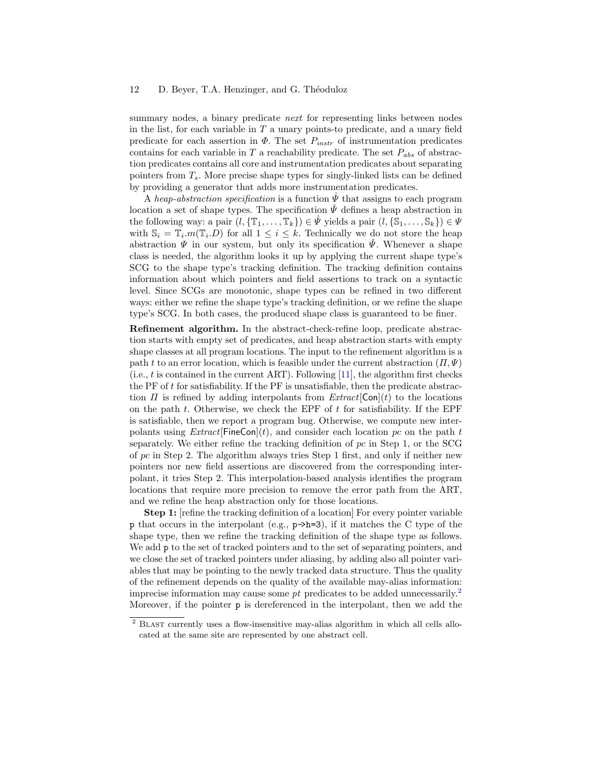summary nodes, a binary predicate *next* for representing links between nodes in the list, for each variable in $T$ a unary points-to predicate, and a unary field predicate for each assertion in $\Phi$. The set $P_{instr}$ of instrumentation predicates contains for each variable in $T$ a reachability predicate. The set $P_{abs}$ of abstraction predicates contains all core and instrumentation predicates about separating pointers from $T_s$. More precise shape types for singly-linked lists can be defined by providing a generator that adds more instrumentation predicates.

A *heap-abstraction specification* is a function $\hat{\Psi}$ that assigns to each program location a set of shape types. The specification $\hat{\Psi}$ defines a heap abstraction in the following way: a pair $(l, \{\mathbb{T}_1, \ldots, \mathbb{T}_k\}) \in \hat{\Psi}$ yields a pair $(l, \{\mathbb{S}_1, \ldots, \mathbb{S}_k\}) \in \Psi$ with $\mathbb{S}_i = \mathbb{T}_i.m(\mathbb{T}_i.D)$ for all $1 \leq i \leq k$. Technically we do not store the heap abstraction $\Psi$ in our system, but only its specification $\hat{\Psi}$. Whenever a shape class is needed, the algorithm looks it up by applying the current shape type's SCG to the shape type's tracking definition. The tracking definition contains information about which pointers and field assertions to track on a syntactic level. Since SCGs are monotonic, shape types can be refined in two different ways: either we refine the shape type's tracking definition, or we refine the shape type's SCG. In both cases, the produced shape class is guaranteed to be finer.

**Refinement algorithm.** In the abstract-check-refine loop, predicate abstraction starts with empty set of predicates, and heap abstraction starts with empty shape classes at all program locations. The input to the refinement algorithm is a path $t$ to an error location, which is feasible under the current abstraction $(\Pi, \Psi)$ (i.e., $t$ is contained in the current ART). Following [11], the algorithm first checks the PF of $t$ for satisfiability. If the PF is unsatisfiable, then the predicate abstraction $\Pi$ is refined by adding interpolants from *Extract*[Con]$(t)$ to the locations on the path $t$. Otherwise, we check the EPF of $t$ for satisfiability. If the EPF is satisfiable, then we report a program bug. Otherwise, we compute new interpolants using *Extract*[FineCon]$(t)$, and consider each location *pc* on the path $t$ separately. We either refine the tracking definition of *pc* in Step 1, or the SCG of *pc* in Step 2. The algorithm always tries Step 1 first, and only if neither new pointers nor new field assertions are discovered from the corresponding interpolant, it tries Step 2. This interpolation-based analysis identifies the program locations that require more precision to remove the error path from the ART, and we refine the heap abstraction only for those locations.

**Step 1:** [refine the tracking definition of a location] For every pointer variable `p` that occurs in the interpolant (e.g., `p->h=3`), if it matches the C type of the shape type, then we refine the tracking definition of the shape type as follows. We add `p` to the set of tracked pointers and to the set of separating pointers, and we close the set of tracked pointers under aliasing, by adding also all pointer variables that may be pointing to the newly tracked data structure. Thus the quality of the refinement depends on the quality of the available may-alias information: imprecise information may cause some *pt* predicates to be added unnecessarily.[2] Moreover, if the pointer `p` is dereferenced in the interpolant, then we add the

[2] Blast currently uses a flow-insensitive may-alias algorithm in which all cells allocated at the same site are represented by one abstract cell.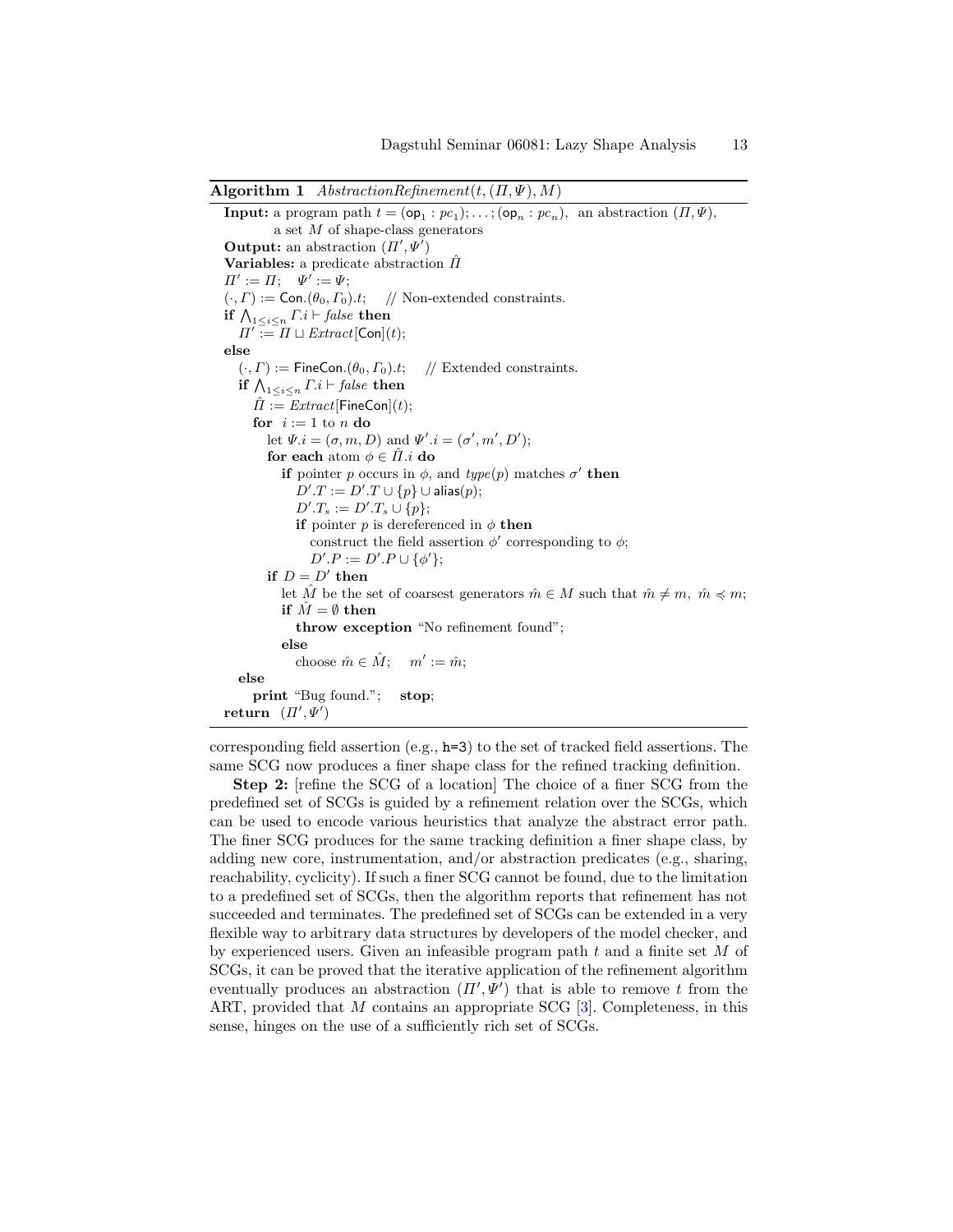**Algorithm 1** *AbstractionRefinement*$(t, (\Pi, \Psi), M)$

```
Input: a program path t = (op_1 : pc_1); ... ; (op_n : pc_n), an abstraction (Π, Ψ),
       a set M of shape-class generators
Output: an abstraction (Π', Ψ')
Variables: a predicate abstraction Π̂
Π' := Π;   Ψ' := Ψ;
(·, Γ) := Con.(θ_0, Γ_0).t;    // Non-extended constraints.
if ⋀_{1≤i≤n} Γ.i ⊢ false then
   Π' := Π ⊔ Extract[Con](t);
else
   (·, Γ) := FineCon.(θ_0, Γ_0).t;    // Extended constraints.
   if ⋀_{1≤i≤n} Γ.i ⊢ false then
      Π̂ := Extract[FineCon](t);
      for i := 1 to n do
         let Ψ.i = (σ, m, D) and Ψ'.i = (σ', m', D');
         for each atom φ ∈ Π̂.i do
            if pointer p occurs in φ, and type(p) matches σ' then
               D'.T := D'.T ∪ {p} ∪ alias(p);
               D'.T_s := D'.T_s ∪ {p};
               if pointer p is dereferenced in φ then
                  construct the field assertion φ' corresponding to φ;
                  D'.P := D'.P ∪ {φ'};
         if D = D' then
            let M̂ be the set of coarsest generators m̂ ∈ M such that m̂ ≠ m, m̂ ≼ m;
            if M̂ = ∅ then
               throw exception "No refinement found";
            else
               choose m̂ ∈ M̂;    m' := m̂;
   else
      print "Bug found.";    stop;
return (Π', Ψ')
```

corresponding field assertion (e.g., `h=3`) to the set of tracked field assertions. The same SCG now produces a finer shape class for the refined tracking definition.

**Step 2:** [refine the SCG of a location] The choice of a finer SCG from the predefined set of SCGs is guided by a refinement relation over the SCGs, which can be used to encode various heuristics that analyze the abstract error path. The finer SCG produces for the same tracking definition a finer shape class, by adding new core, instrumentation, and/or abstraction predicates (e.g., sharing, reachability, cyclicity). If such a finer SCG cannot be found, due to the limitation to a predefined set of SCGs, then the algorithm reports that refinement has not succeeded and terminates. The predefined set of SCGs can be extended in a very flexible way to arbitrary data structures by developers of the model checker, and by experienced users. Given an infeasible program path $t$ and a finite set $M$ of SCGs, it can be proved that the iterative application of the refinement algorithm eventually produces an abstraction $(\Pi', \Psi')$ that is able to remove $t$ from the ART, provided that $M$ contains an appropriate SCG [3]. Completeness, in this sense, hinges on the use of a sufficiently rich set of SCGs.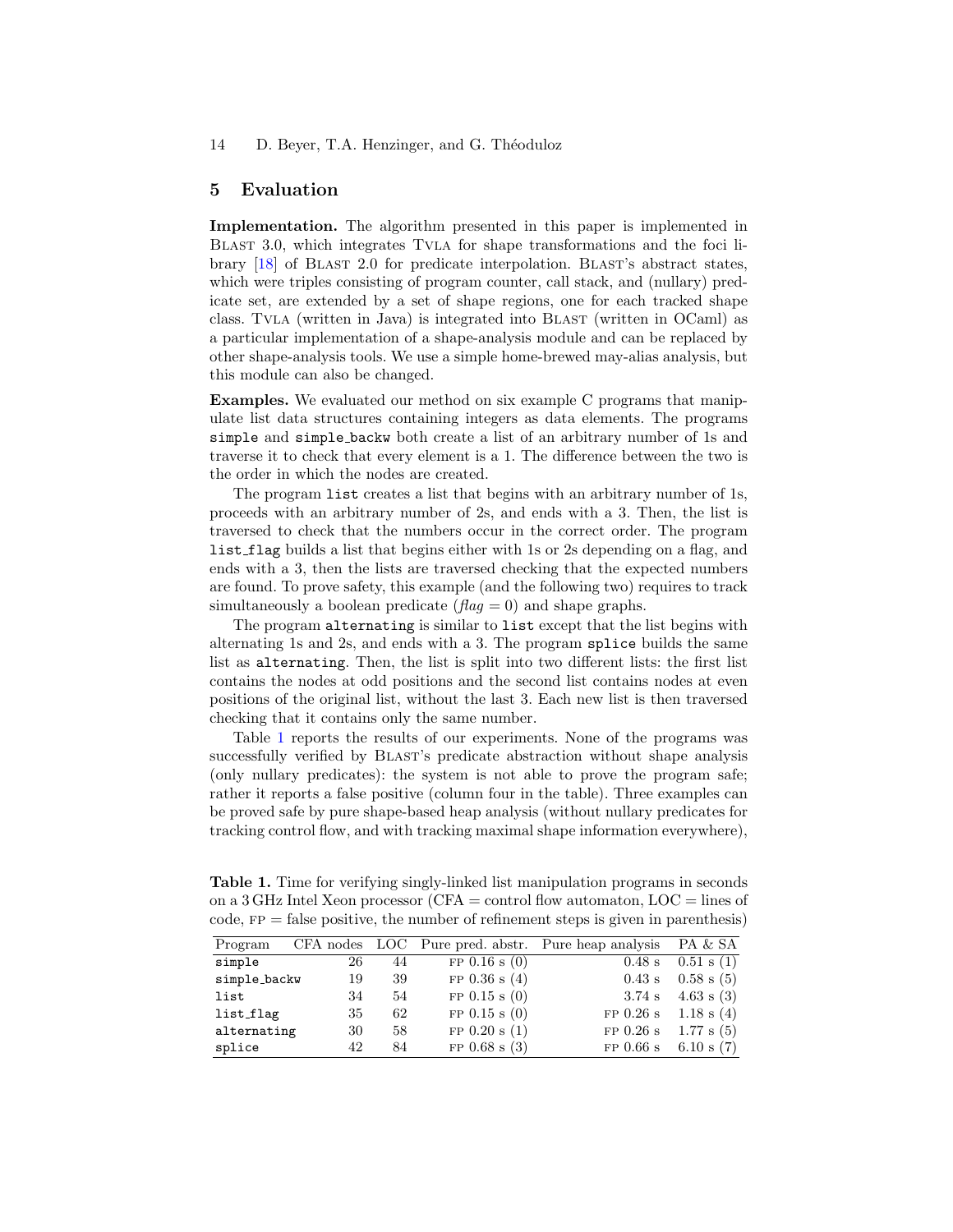## 5 Evaluation

**Implementation.** The algorithm presented in this paper is implemented in BLAST 3.0, which integrates TVLA for shape transformations and the foci library [18] of BLAST 2.0 for predicate interpolation. BLAST's abstract states, which were triples consisting of program counter, call stack, and (nullary) predicate set, are extended by a set of shape regions, one for each tracked shape class. TVLA (written in Java) is integrated into BLAST (written in OCaml) as a particular implementation of a shape-analysis module and can be replaced by other shape-analysis tools. We use a simple home-brewed may-alias analysis, but this module can also be changed.

**Examples.** We evaluated our method on six example C programs that manipulate list data structures containing integers as data elements. The programs `simple` and `simple_backw` both create a list of an arbitrary number of 1s and traverse it to check that every element is a 1. The difference between the two is the order in which the nodes are created.

The program `list` creates a list that begins with an arbitrary number of 1s, proceeds with an arbitrary number of 2s, and ends with a 3. Then, the list is traversed to check that the numbers occur in the correct order. The program `list_flag` builds a list that begins either with 1s or 2s depending on a flag, and ends with a 3, then the lists are traversed checking that the expected numbers are found. To prove safety, this example (and the following two) requires to track simultaneously a boolean predicate ($flag = 0$) and shape graphs.

The program `alternating` is similar to `list` except that the list begins with alternating 1s and 2s, and ends with a 3. The program `splice` builds the same list as `alternating`. Then, the list is split into two different lists: the first list contains the nodes at odd positions and the second list contains nodes at even positions of the original list, without the last 3. Each new list is then traversed checking that it contains only the same number.

Table 1 reports the results of our experiments. None of the programs was successfully verified by BLAST's predicate abstraction without shape analysis (only nullary predicates): the system is not able to prove the program safe; rather it reports a false positive (column four in the table). Three examples can be proved safe by pure shape-based heap analysis (without nullary predicates for tracking control flow, and with tracking maximal shape information everywhere),

**Table 1.** Time for verifying singly-linked list manipulation programs in seconds on a 3 GHz Intel Xeon processor (CFA = control flow automaton, LOC = lines of code, FP = false positive, the number of refinement steps is given in parenthesis)

| Program | CFA nodes | LOC | Pure pred. abstr. | Pure heap analysis | PA & SA |
|---|---|---|---|---|---|
| `simple` | 26 | 44 | FP 0.16 s (0) | 0.48 s | 0.51 s (1) |
| `simple_backw` | 19 | 39 | FP 0.36 s (4) | 0.43 s | 0.58 s (5) |
| `list` | 34 | 54 | FP 0.15 s (0) | 3.74 s | 4.63 s (3) |
| `list_flag` | 35 | 62 | FP 0.15 s (0) | FP 0.26 s | 1.18 s (4) |
| `alternating` | 30 | 58 | FP 0.20 s (1) | FP 0.26 s | 1.77 s (5) |
| `splice` | 42 | 84 | FP 0.68 s (3) | FP 0.66 s | 6.10 s (7) |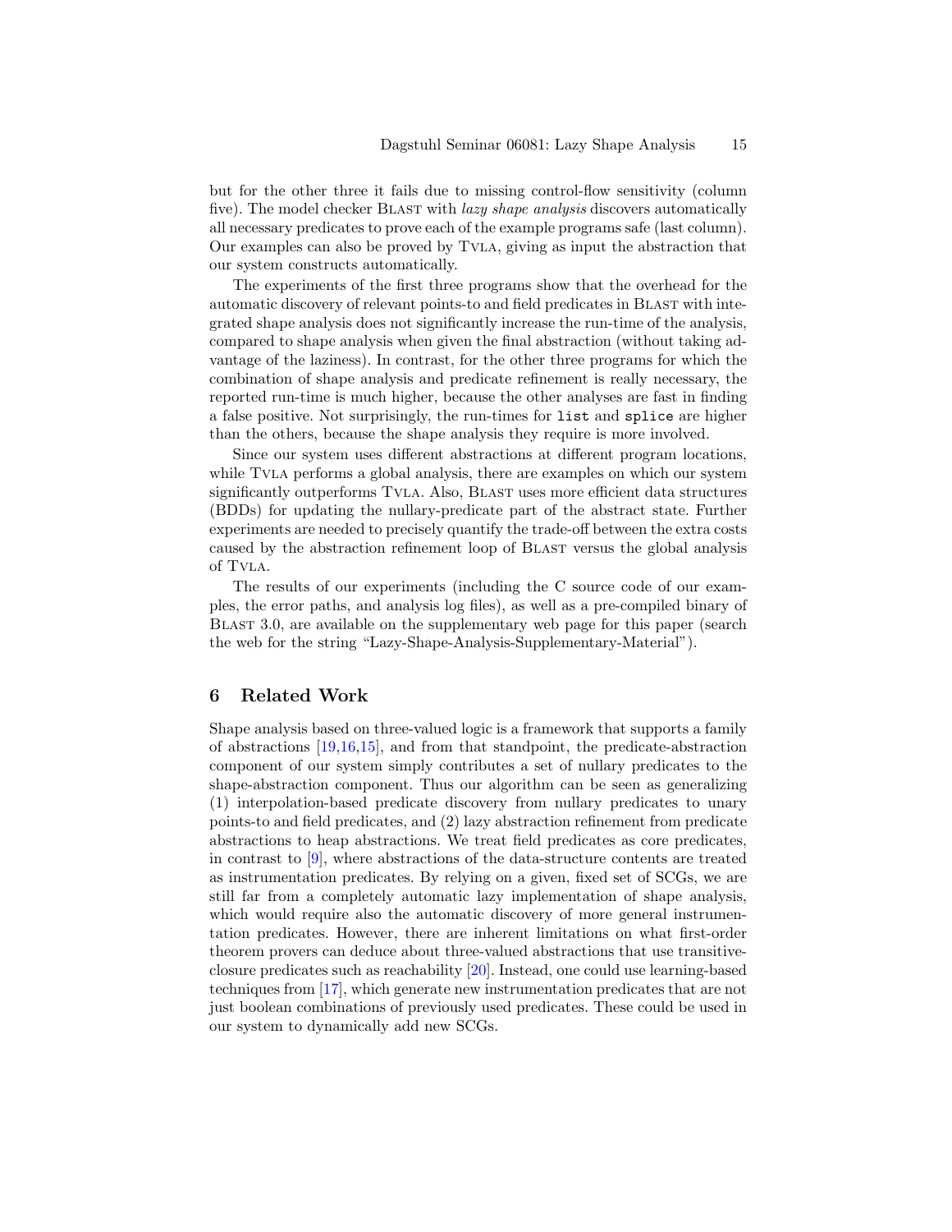but for the other three it fails due to missing control-flow sensitivity (column five). The model checker BLAST with *lazy shape analysis* discovers automatically all necessary predicates to prove each of the example programs safe (last column). Our examples can also be proved by TVLA, giving as input the abstraction that our system constructs automatically.

The experiments of the first three programs show that the overhead for the automatic discovery of relevant points-to and field predicates in BLAST with integrated shape analysis does not significantly increase the run-time of the analysis, compared to shape analysis when given the final abstraction (without taking advantage of the laziness). In contrast, for the other three programs for which the combination of shape analysis and predicate refinement is really necessary, the reported run-time is much higher, because the other analyses are fast in finding a false positive. Not surprisingly, the run-times for `list` and `splice` are higher than the others, because the shape analysis they require is more involved.

Since our system uses different abstractions at different program locations, while TVLA performs a global analysis, there are examples on which our system significantly outperforms TVLA. Also, BLAST uses more efficient data structures (BDDs) for updating the nullary-predicate part of the abstract state. Further experiments are needed to precisely quantify the trade-off between the extra costs caused by the abstraction refinement loop of BLAST versus the global analysis of TVLA.

The results of our experiments (including the C source code of our examples, the error paths, and analysis log files), as well as a pre-compiled binary of BLAST 3.0, are available on the supplementary web page for this paper (search the web for the string "Lazy-Shape-Analysis-Supplementary-Material").

## 6 Related Work

Shape analysis based on three-valued logic is a framework that supports a family of abstractions [19,16,15], and from that standpoint, the predicate-abstraction component of our system simply contributes a set of nullary predicates to the shape-abstraction component. Thus our algorithm can be seen as generalizing (1) interpolation-based predicate discovery from nullary predicates to unary points-to and field predicates, and (2) lazy abstraction refinement from predicate abstractions to heap abstractions. We treat field predicates as core predicates, in contrast to [9], where abstractions of the data-structure contents are treated as instrumentation predicates. By relying on a given, fixed set of SCGs, we are still far from a completely automatic lazy implementation of shape analysis, which would require also the automatic discovery of more general instrumentation predicates. However, there are inherent limitations on what first-order theorem provers can deduce about three-valued abstractions that use transitive-closure predicates such as reachability [20]. Instead, one could use learning-based techniques from [17], which generate new instrumentation predicates that are not just boolean combinations of previously used predicates. These could be used in our system to dynamically add new SCGs.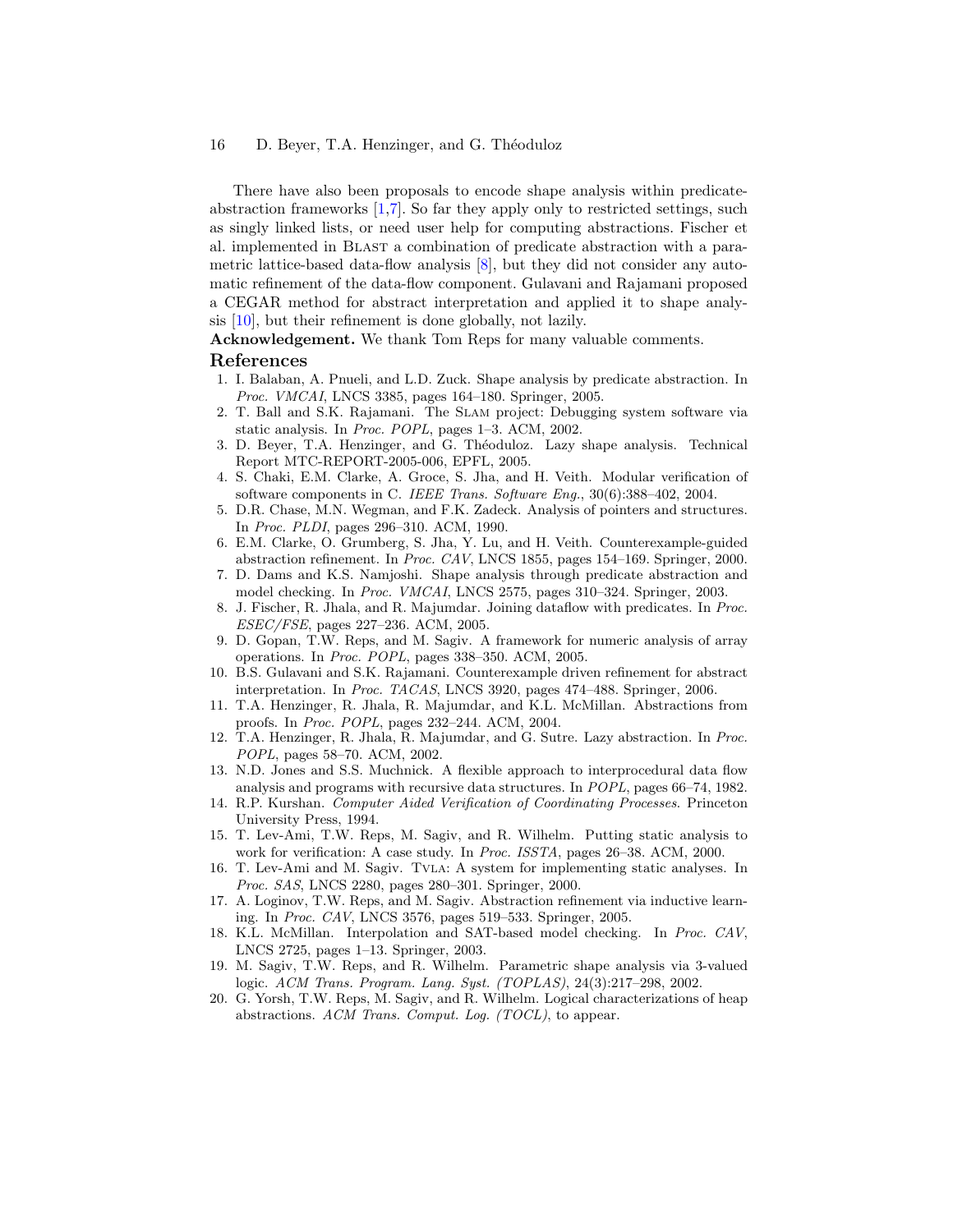There have also been proposals to encode shape analysis within predicate-abstraction frameworks [1,7]. So far they apply only to restricted settings, such as singly linked lists, or need user help for computing abstractions. Fischer et al. implemented in Blast a combination of predicate abstraction with a parametric lattice-based data-flow analysis [8], but they did not consider any automatic refinement of the data-flow component. Gulavani and Rajamani proposed a CEGAR method for abstract interpretation and applied it to shape analysis [10], but their refinement is done globally, not lazily.

**Acknowledgement.** We thank Tom Reps for many valuable comments.

## References

1. I. Balaban, A. Pnueli, and L.D. Zuck. Shape analysis by predicate abstraction. In *Proc. VMCAI*, LNCS 3385, pages 164–180. Springer, 2005.
2. T. Ball and S.K. Rajamani. The Slam project: Debugging system software via static analysis. In *Proc. POPL*, pages 1–3. ACM, 2002.
3. D. Beyer, T.A. Henzinger, and G. Théoduloz. Lazy shape analysis. Technical Report MTC-REPORT-2005-006, EPFL, 2005.
4. S. Chaki, E.M. Clarke, A. Groce, S. Jha, and H. Veith. Modular verification of software components in C. *IEEE Trans. Software Eng.*, 30(6):388–402, 2004.
5. D.R. Chase, M.N. Wegman, and F.K. Zadeck. Analysis of pointers and structures. In *Proc. PLDI*, pages 296–310. ACM, 1990.
6. E.M. Clarke, O. Grumberg, S. Jha, Y. Lu, and H. Veith. Counterexample-guided abstraction refinement. In *Proc. CAV*, LNCS 1855, pages 154–169. Springer, 2000.
7. D. Dams and K.S. Namjoshi. Shape analysis through predicate abstraction and model checking. In *Proc. VMCAI*, LNCS 2575, pages 310–324. Springer, 2003.
8. J. Fischer, R. Jhala, and R. Majumdar. Joining dataflow with predicates. In *Proc. ESEC/FSE*, pages 227–236. ACM, 2005.
9. D. Gopan, T.W. Reps, and M. Sagiv. A framework for numeric analysis of array operations. In *Proc. POPL*, pages 338–350. ACM, 2005.
10. B.S. Gulavani and S.K. Rajamani. Counterexample driven refinement for abstract interpretation. In *Proc. TACAS*, LNCS 3920, pages 474–488. Springer, 2006.
11. T.A. Henzinger, R. Jhala, R. Majumdar, and K.L. McMillan. Abstractions from proofs. In *Proc. POPL*, pages 232–244. ACM, 2004.
12. T.A. Henzinger, R. Jhala, R. Majumdar, and G. Sutre. Lazy abstraction. In *Proc. POPL*, pages 58–70. ACM, 2002.
13. N.D. Jones and S.S. Muchnick. A flexible approach to interprocedural data flow analysis and programs with recursive data structures. In *POPL*, pages 66–74, 1982.
14. R.P. Kurshan. *Computer Aided Verification of Coordinating Processes*. Princeton University Press, 1994.
15. T. Lev-Ami, T.W. Reps, M. Sagiv, and R. Wilhelm. Putting static analysis to work for verification: A case study. In *Proc. ISSTA*, pages 26–38. ACM, 2000.
16. T. Lev-Ami and M. Sagiv. Tvla: A system for implementing static analyses. In *Proc. SAS*, LNCS 2280, pages 280–301. Springer, 2000.
17. A. Loginov, T.W. Reps, and M. Sagiv. Abstraction refinement via inductive learning. In *Proc. CAV*, LNCS 3576, pages 519–533. Springer, 2005.
18. K.L. McMillan. Interpolation and SAT-based model checking. In *Proc. CAV*, LNCS 2725, pages 1–13. Springer, 2003.
19. M. Sagiv, T.W. Reps, and R. Wilhelm. Parametric shape analysis via 3-valued logic. *ACM Trans. Program. Lang. Syst. (TOPLAS)*, 24(3):217–298, 2002.
20. G. Yorsh, T.W. Reps, M. Sagiv, and R. Wilhelm. Logical characterizations of heap abstractions. *ACM Trans. Comput. Log. (TOCL)*, to appear.